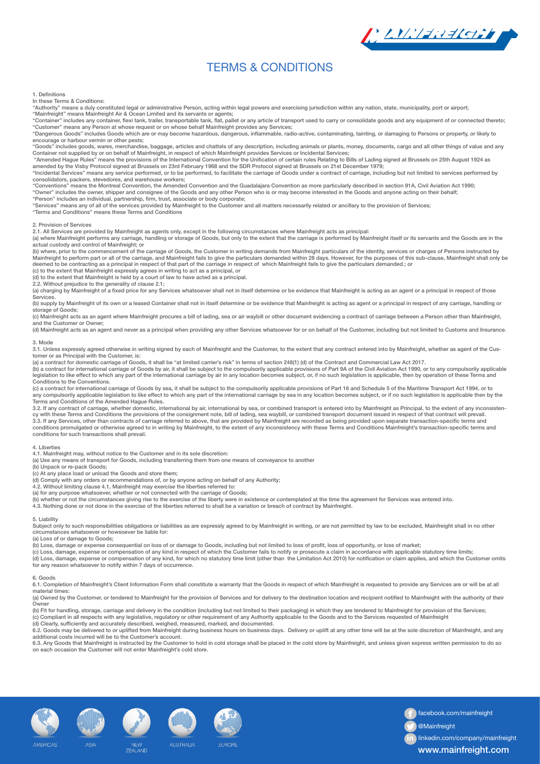# TERMS & CONDITIONS

## 1. Definitions

In these Terms & Conditions:

"Authority" means a duly constituted legal or administrative Person, acting within legal powers and exercising jurisdiction within any nation, state, municipality, port or airport;

"Mainfreight" means Mainfreight Air & Ocean Limited and its servants or agents;

"Container" includes any container, flexi tank, trailer, transportable tank, flat, pallet or any article of transport used to carry or consolidate goods and any equipment of or connected thereto;

"Customer" means any Person at whose request or on whose behalf Mainfreight provides any Services;

"Dangerous Goods" includes Goods which are or may become hazardous, dangerous, inflammable, radio-active, contaminating, tainting, or damaging to Persons or property, or likely to encourage or harbour vermin or other pests;

"Goods" includes goods, wares, merchandise, baggage, articles and chattels of any description, including animals or plants, money, documents, cargo and all other things of value and any Container not supplied by or on behalf of Mainfreight, in respect of which Mainfreight provides Services or Incidental Services;

"Amended Hague Rules" means the provisions of the International Convention for the Unification of certain rules Relating to Bills of Lading signed at Brussels on 25th August 1924 as amended by the Visby Protocol signed at Brussels on 23rd February 1968 and the SDR Protocol signed at Brussels on 21st December 1979;

"Incidental Services" means any service performed, or to be performed, to facilitate the carriage of Goods under a contract of carriage, including but not limited to services performed by consolidators, packers, stevedores, and warehouse workers;

"Conventions" means the Montreal Convention, the Amended Convention and the Guadalajara Convention as more particularly described in section 91A, Civil Aviation Act 1990;

"Owner" includes the owner, shipper and consignee of the Goods and any other Person who is or may become interested in the Goods and anyone acting on their behalf;

"Person" includes an individual, partnership, firm, trust, associate or body corporate;

"Services" means any of all of the services provided by Mainfreight to the Customer and all matters necessarily related or ancillary to the provision of Services;

"Terms and Conditions" means these Terms and Conditions

## 2. Provision of Services

2.1. All Services are provided by Mainfreight as agents only, except in the following circumstances where Mainfreight acts as principal:

(a) where Mainfreight performs any carriage, handling or storage of Goods, but only to the extent that the carriage is performed by Mainfreight itself or its servants and the Goods are in the actual custody and control of Mainfreight; or

(b) where, prior to the commencement of the carriage of Goods, the Customer in writing demands from Mainfreight particulars of the identity, services or charges of Persons instructed by Mainfreight to perform part or all of the carriage, and Mainfreight fails to give the particulars demanded within 28 days. However, for the purposes of this sub-clause, Mainfreight shall only be deemed to be contracting as a principal in respect of that part of the carriage in respect of which Mainfreight fails to give the particulars demanded.; or

(c) to the extent that Mainfreight expressly agrees in writing to act as a principal, or

(d) to the extent that Mainfreight is held by a court of law to have acted as a principal.

2.2. Without prejudice to the generality of clause 2.1;

(a) charging by Mainfreight of a fixed price for any Services whatsoever shall not in itself determine or be evidence that Mainfreight is acting as an agent or a principal in respect of those Services.

(b) supply by Mainfreight of its own or a leased Container shall not in itself determine or be evidence that Mainfreight is acting as agent or a principal in respect of any carriage, handling or storage of Goods;

(c) Mainfreight acts as an agent where Mainfreight procures a bill of lading, sea or air waybill or other document evidencing a contract of carriage between a Person other than Mainfreight, and the Customer or Owner;

(d) Mainfreight acts as an agent and never as a principal when providing any other Services whatsoever for or on behalf of the Customer, including but not limited to Customs and Insurance.

## 3. Mode

3.1. Unless expressly agreed otherwise in writing signed by each of Mainfreight and the Customer, to the extent that any contract entered into by Mainfreight, whether as agent of the Customer or as Principal with the Customer, is:

(a) a contract for domestic carriage of Goods, it shall be "at limited carrier's risk" in terms of section 248(1) (d) of the Contract and Commercial Law Act 2017.

(b) a contract for international carriage of Goods by air, it shall be subject to the compulsorily applicable provisions of Part 9A of the Civil Aviation Act 1990, or to any compulsorily applicable legislation to like effect to which any part of the international carriage by air in any location becomes subject, or, if no such legislation is applicable, then by operation of these Terms and Conditions to the Conventions.

(c) a contract for international carriage of Goods by sea, it shall be subject to the compulsorily applicable provisions of Part 16 and Schedule 5 of the Maritime Transport Act 1994, or to any compulsorily applicable legislation to like effect to which any part of the international carriage by sea in any location becomes subject, or if no such legislation is applicable then by the Terms and Conditions of the Amended Hague Rules.

3.2. If any contract of carriage, whether domestic, international by air, international by sea, or combined transport is entered into by Mainfreight as Principal, to the extent of any inconsistency with these Terms and Conditions the provisions of the consignment note, bill of lading, sea waybill, or combined transport document issued in respect of that contract will prevail.

3.3. If any Services, other than contracts of carriage referred to above, that are provided by Mainfreight are recorded as being provided upon separate transaction-specific terms and conditions promulgated or otherwise agreed to in writing by Mainfreight, to the extent of any inconsistency with these Terms and Conditions Mainfreight's transaction-specific terms and conditions for such transactions shall prevail.

## 4. Liberties

4.1. Mainfreight may, without notice to the Customer and in its sole discretion:

(a) Use any means of transport for Goods, including transferring them from one means of conveyance to another

(b) Unpack or re-pack Goods;

(c) At any place load or unload the Goods and store them;

(d) Comply with any orders or recommendations of, or by anyone acting on behalf of any Authority;

4.2. Without limiting clause 4.1, Mainfreight may exercise the liberties referred to:

(a) for any purpose whatsoever, whether or not connected with the carriage of Goods;

(b) whether or not the circumstances giving rise to the exercise of the liberty were in existence or contemplated at the time the agreement for Services was entered into.

4.3. Nothing done or not done in the exercise of the liberties referred to shall be a variation or breach of contract by Mainfreight.

## 5. Liability

Subject only to such responsibilities obligations or liabilities as are expressly agreed to by Mainfreight in writing, or are not permitted by law to be excluded, Mainfreight shall in no other circumstances whatsoever or howsoever be liable for:

(a) Loss of or damage to Goods;

(b) Loss, damage or expense consequential on loss of or damage to Goods, including but not limited to loss of profit, loss of opportunity, or loss of market;

(c) Loss, damage, expense or compensation of any kind in respect of which the Customer fails to notify or prosecute a claim in accordance with applicable statutory time limits;

(d) Loss, damage, expense or compensation of any kind, for which no statutory time limit (other than the Limitation Act 2010) for notification or claim applies, and which the Customer omits for any reason whatsoever to notify within 7 days of occurrence.

## 6. Goods

6.1. Completion of Mainfreight's Client Information Form shall constitute a warranty that the Goods in respect of which Mainfreight is requested to provide any Services are or will be at all material times:

(a) Owned by the Customer, or tendered to Mainfreight for the provision of Services and for delivery to the destination location and recipient notified to Mainfreight with the authority of their Owner

(b) Fit for handling, storage, carriage and delivery in the condition (including but not limited to their packaging) in which they are tendered to Mainfreight for provision of the Services;

(c) Compliant in all respects with any legislative, regulatory or other requirement of any Authority applicable to the Goods and to the Services requested of Mainfreight

(d) Clearly, sufficiently and accurately described, weighed, measured, marked, and documented.

6.2. Goods may be delivered to or uplifted from Mainfreight during business hours on business days. Delivery or uplift at any other time will be at the sole discretion of Mainfreight, and any additional costs incurred will be to the Customer's account.

6.3. Any Goods that Mainfreight is instructed by the Customer to hold in cold storage shall be placed in the cold store by Mainfreight, and unless given express written permission to do so on each occasion the Customer will not enter Mainfreight's cold store.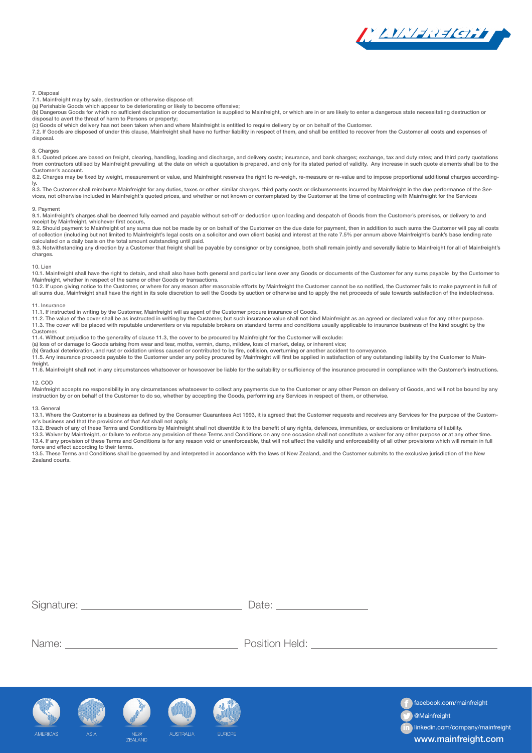7. Disposal

7.1. Mainfreight may by sale, destruction or otherwise dispose of:

(a) Perishable Goods which appear to be deteriorating or likely to become offensive;

(b) Dangerous Goods for which no sufficient declaration or documentation is supplied to Mainfreight, or which are in or are likely to enter a dangerous state necessitating destruction or disposal to avert the threat of harm to Persons or property;

(c) Goods of which delivery has not been taken when and where Mainfreight is entitled to require delivery by or on behalf of the Customer.

7.2. If Goods are disposed of under this clause, Mainfreight shall have no further liability in respect of them, and shall be entitled to recover from the Customer all costs and expenses of disposal.

8. Charges

8.1. Quoted prices are based on freight, clearing, handling, loading and discharge, and delivery costs; insurance, and bank charges; exchange, tax and duty rates; and third party quotations from contractors utilised by Mainfreight prevailing at the date on which a quotation is prepared, and only for its stated period of validity. Any increase in such quote elements shall be to the Customer's account.

8.2. Charges may be fixed by weight, measurement or value, and Mainfreight reserves the right to re-weigh, re-measure or re-value and to impose proportional additional charges accordingly.

8.3. The Customer shall reimburse Mainfreight for any duties, taxes or other similar charges, third party costs or disbursements incurred by Mainfreight in the due performance of the Services, not otherwise included in Mainfreight's quoted prices, and whether or not known or contemplated by the Customer at the time of contracting with Mainfreight for the Services

9. Payment

9.1. Mainfreight's charges shall be deemed fully earned and payable without set-off or deduction upon loading and despatch of Goods from the Customer's premises, or delivery to and receipt by Mainfreight, whichever first occurs,

9.2. Should payment to Mainfreight of any sums due not be made by or on behalf of the Customer on the due date for payment, then in addition to such sums the Customer will pay all costs of collection (including but not limited to Mainfreight's legal costs on a solicitor and own client basis) and interest at the rate 7.5% per annum above Mainfreight's bank's base lending rate calculated on a daily basis on the total amount outstanding until paid.

9.3. Notwithstanding any direction by a Customer that freight shall be payable by consignor or by consignee, both shall remain jointly and severally liable to Mainfreight for all of Mainfreight's charges.

10. Lien

10.1. Mainfreight shall have the right to detain, and shall also have both general and particular liens over any Goods or documents of the Customer for any sums payable by the Customer to Mainfreight, whether in respect of the same or other Goods or transactions.

10.2. If upon giving notice to the Customer, or where for any reason after reasonable efforts by Mainfreight the Customer cannot be so notified, the Customer fails to make payment in full of all sums due, Mainfreight shall have the right in its sole discretion to sell the Goods by auction or otherwise and to apply the net proceeds of sale towards satisfaction of the indebtedness.

11. Insurance

11.1. If instructed in writing by the Customer, Mainfreight will as agent of the Customer procure insurance of Goods.

11.2. The value of the cover shall be as instructed in writing by the Customer, but such insurance value shall not bind Mainfreight as an agreed or declared value for any other purpose.

11.3. The cover will be placed with reputable underwriters or via reputable brokers on standard terms and conditions usually applicable to insurance business of the kind sought by the Customer.

11.4. Without prejudice to the generality of clause 11.3, the cover to be procured by Mainfreight for the Customer will exclude:

(a) loss of or damage to Goods arising from wear and tear, moths, vermin, damp, mildew, loss of market, delay, or inherent vice;

(b) Gradual deterioration, and rust or oxidation unless caused or contributed to by fire, collision, overturning or another accident to conveyance.

11.5. Any insurance proceeds payable to the Customer under any policy procured by Mainfreight will first be applied in satisfaction of any outstanding liability by the Customer to Mainfreight.

11.6. Mainfreight shall not in any circumstances whatsoever or howsoever be liable for the suitability or sufficiency of the insurance procured in compliance with the Customer's instructions.

12. COD

Mainfreight accepts no responsibility in any circumstances whatsoever to collect any payments due to the Customer or any other Person on delivery of Goods, and will not be bound by any instruction by or on behalf of the Customer to do so, whether by accepting the Goods, performing any Services in respect of them, or otherwise.

13. General

13.1. Where the Customer is a business as defined by the Consumer Guarantees Act 1993, it is agreed that the Customer requests and receives any Services for the purpose of the Customer's business and that the provisions of that Act shall not apply.

13.2. Breach of any of these Terms and Conditions by Mainfreight shall not disentitle it to the benefit of any rights, defences, immunities, or exclusions or limitations of liability.

13.3. Waiver by Mainfreight, or failure to enforce any provision of these Terms and Conditions on any one occasion shall not constitute a waiver for any other purpose or at any other time.

13.4. If any provision of these Terms and Conditions is for any reason void or unenforceable, that will not affect the validity and enforceability of all other provisions which will remain in full force and effect according to their terms.

13.5. These Terms and Conditions shall be governed by and interpreted in accordance with the laws of New Zealand, and the Customer submits to the exclusive jurisdiction of the New Zealand courts.

Signature: ______________________ Date: ______________

Name: ______________________ Position Held: ______________________

AMERICAS ASIA NEW ZEALAND AUSTRALIA EUROPE

facebook.com/mainfreight

@Mainfreight

linkedin.com/company/mainfreight

www.mainfreight.com